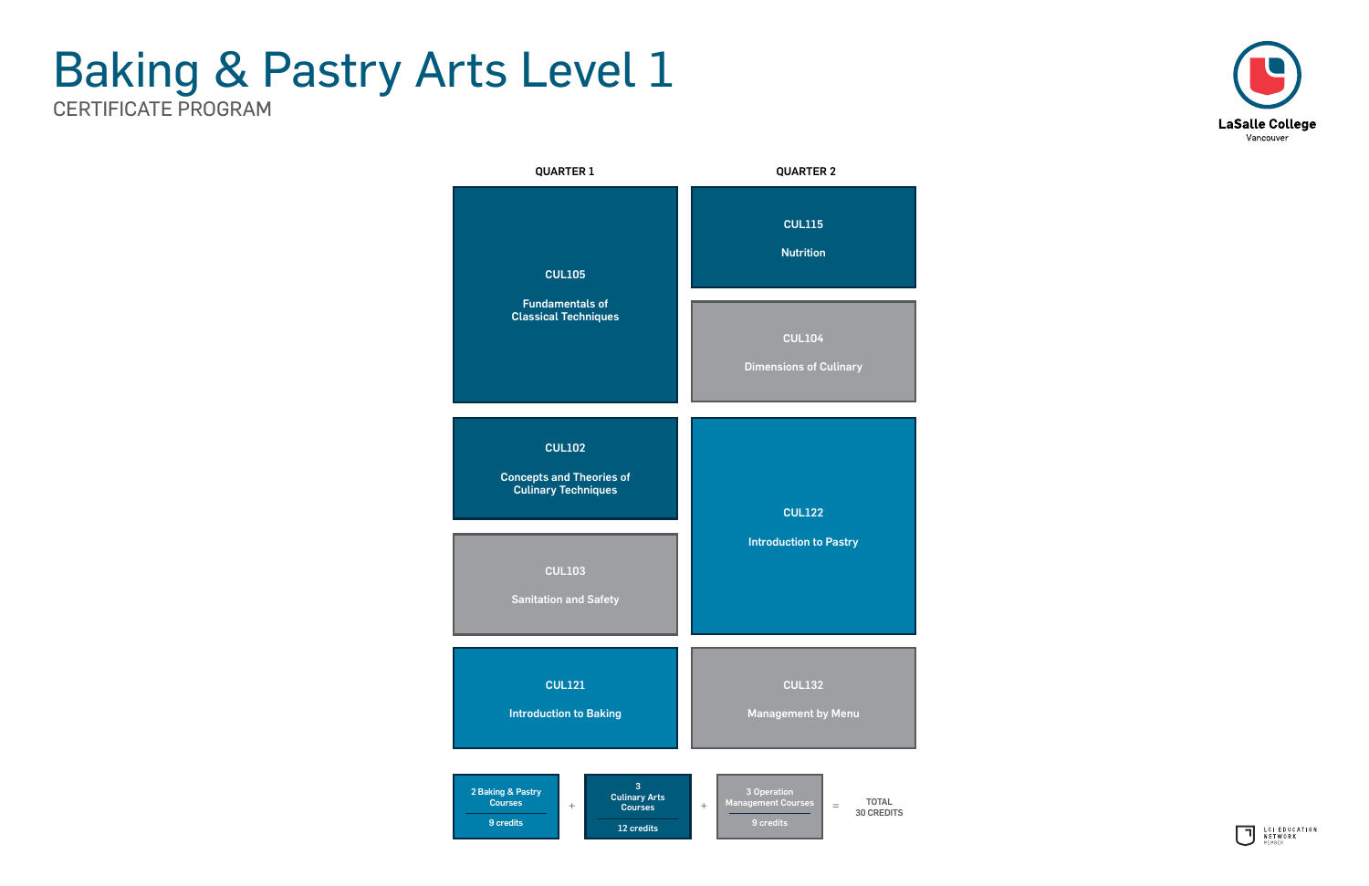# Baking & Pastry Arts Level 1

CERTIFICATE PROGRAM

LaSalle College
Vancouver

| QUARTER 1 | QUARTER 2 |
|---|---|
| CUL105 Fundamentals of Classical Techniques | CUL115 Nutrition |
| | CUL104 Dimensions of Culinary |
| CUL102 Concepts and Theories of Culinary Techniques | CUL122 Introduction to Pastry |
| CUL103 Sanitation and Safety | |
| CUL121 Introduction to Baking | CUL132 Management by Menu |

2 Baking & Pastry Courses — 9 credits + 3 Culinary Arts Courses — 12 credits + 3 Operation Management Courses — 9 credits = TOTAL 30 CREDITS

LCI EDUCATION NETWORK MEMBER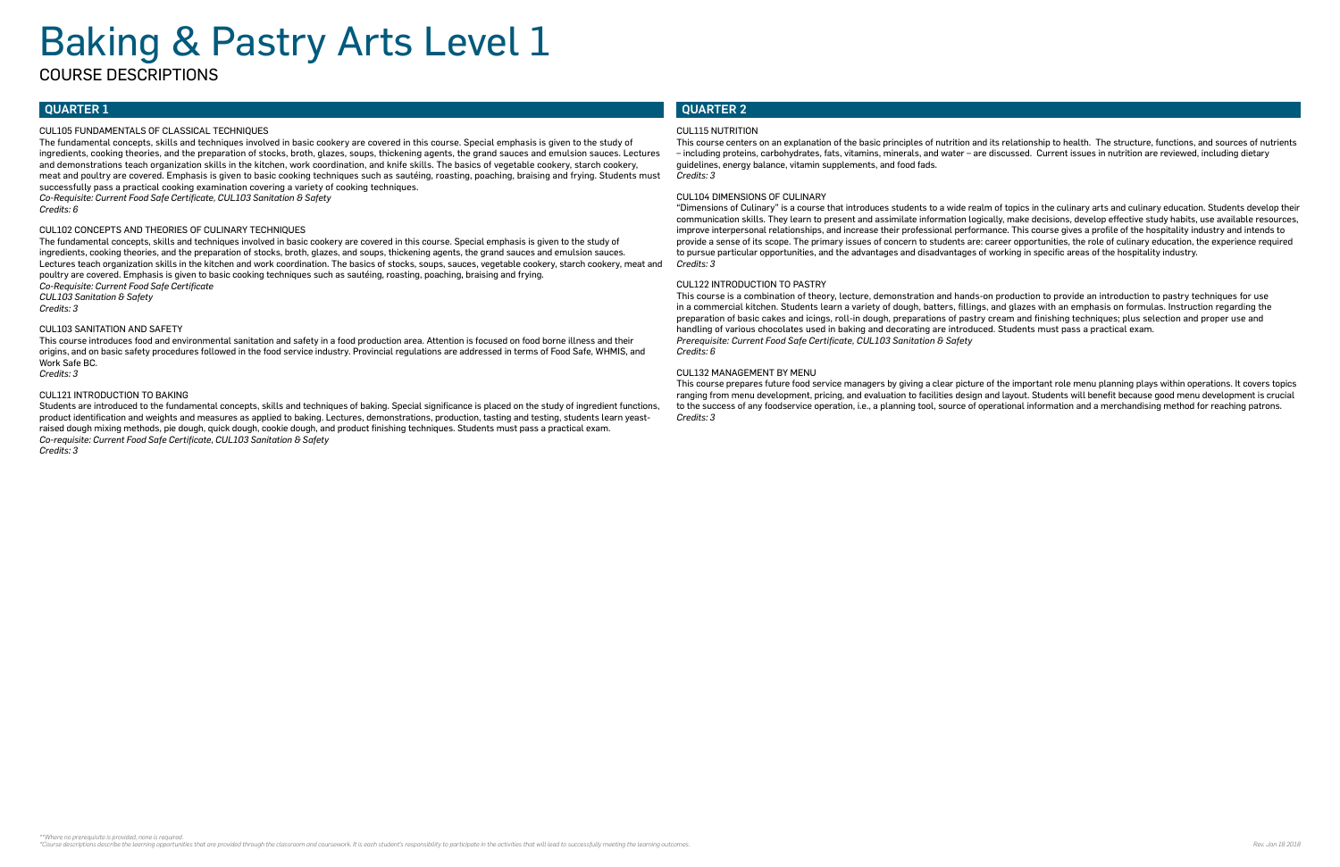# Baking & Pastry Arts Level 1

## COURSE DESCRIPTIONS

## QUARTER 1

### CUL105 FUNDAMENTALS OF CLASSICAL TECHNIQUES

The fundamental concepts, skills and techniques involved in basic cookery are covered in this course. Special emphasis is given to the study of ingredients, cooking theories, and the preparation of stocks, broth, glazes, soups, thickening agents, the grand sauces and emulsion sauces. Lectures and demonstrations teach organization skills in the kitchen, work coordination, and knife skills. The basics of vegetable cookery, starch cookery, meat and poultry are covered. Emphasis is given to basic cooking techniques such as sautéing, roasting, poaching, braising and frying. Students must successfully pass a practical cooking examination covering a variety of cooking techniques.

*Co-Requisite: Current Food Safe Certificate, CUL103 Sanitation & Safety*

*Credits: 6*

### CUL102 CONCEPTS AND THEORIES OF CULINARY TECHNIQUES

The fundamental concepts, skills and techniques involved in basic cookery are covered in this course. Special emphasis is given to the study of ingredients, cooking theories, and the preparation of stocks, broth, glazes, and soups, thickening agents, the grand sauces and emulsion sauces. Lectures teach organization skills in the kitchen and work coordination. The basics of stocks, soups, sauces, vegetable cookery, starch cookery, meat and poultry are covered. Emphasis is given to basic cooking techniques such as sautéing, roasting, poaching, braising and frying.

*Co-Requisite: Current Food Safe Certificate*

*CUL103 Sanitation & Safety*

*Credits: 3*

### CUL103 SANITATION AND SAFETY

This course introduces food and environmental sanitation and safety in a food production area. Attention is focused on food borne illness and their origins, and on basic safety procedures followed in the food service industry. Provincial regulations are addressed in terms of Food Safe, WHMIS, and Work Safe BC.

*Credits: 3*

### CUL121 INTRODUCTION TO BAKING

Students are introduced to the fundamental concepts, skills and techniques of baking. Special significance is placed on the study of ingredient functions, product identification and weights and measures as applied to baking. Lectures, demonstrations, production, tasting and testing, students learn yeast-raised dough mixing methods, pie dough, quick dough, cookie dough, and product finishing techniques. Students must pass a practical exam.

*Co-requisite: Current Food Safe Certificate, CUL103 Sanitation & Safety*

*Credits: 3*

## QUARTER 2

### CUL115 NUTRITION

This course centers on an explanation of the basic principles of nutrition and its relationship to health. The structure, functions, and sources of nutrients – including proteins, carbohydrates, fats, vitamins, minerals, and water – are discussed. Current issues in nutrition are reviewed, including dietary guidelines, energy balance, vitamin supplements, and food fads.

*Credits: 3*

### CUL104 DIMENSIONS OF CULINARY

"Dimensions of Culinary" is a course that introduces students to a wide realm of topics in the culinary arts and culinary education. Students develop their communication skills. They learn to present and assimilate information logically, make decisions, develop effective study habits, use available resources, improve interpersonal relationships, and increase their professional performance. This course gives a profile of the hospitality industry and intends to provide a sense of its scope. The primary issues of concern to students are: career opportunities, the role of culinary education, the experience required to pursue particular opportunities, and the advantages and disadvantages of working in specific areas of the hospitality industry.

*Credits: 3*

### CUL122 INTRODUCTION TO PASTRY

This course is a combination of theory, lecture, demonstration and hands-on production to provide an introduction to pastry techniques for use in a commercial kitchen. Students learn a variety of dough, batters, fillings, and glazes with an emphasis on formulas. Instruction regarding the preparation of basic cakes and icings, roll-in dough, preparations of pastry cream and finishing techniques; plus selection and proper use and handling of various chocolates used in baking and decorating are introduced. Students must pass a practical exam.

*Prerequisite: Current Food Safe Certificate, CUL103 Sanitation & Safety*

*Credits: 6*

### CUL132 MANAGEMENT BY MENU

This course prepares future food service managers by giving a clear picture of the important role menu planning plays within operations. It covers topics ranging from menu development, pricing, and evaluation to facilities design and layout. Students will benefit because good menu development is crucial to the success of any foodservice operation, i.e., a planning tool, source of operational information and a merchandising method for reaching patrons.

*Credits: 3*

*\*\*Where no prerequisite is provided, none is required.*

*\*Course descriptions describe the learning opportunities that are provided through the classroom and coursework. It is each student's responsibility to participate in the activities that will lead to successfully meeting the learning outcomes.*

*Rev. Jan 18 2018*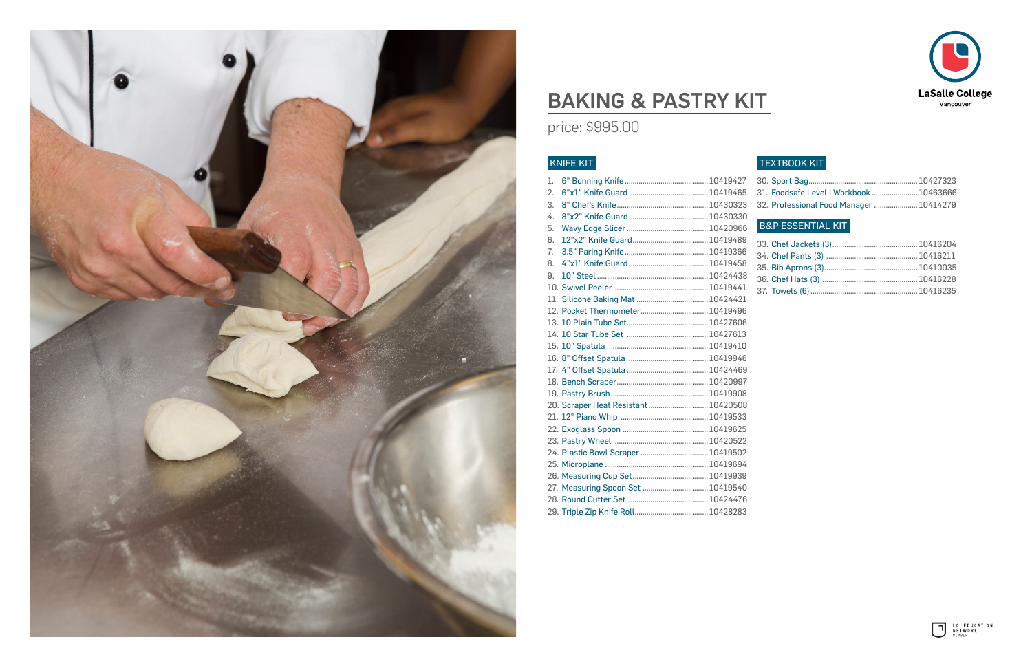LaSalle College
Vancouver

# BAKING & PASTRY KIT

price: $995.00

## KNIFE KIT

1. 6" Bonning Knife .......... 10419427
2. 6"x1" Knife Guard .......... 10419465
3. 8" Chef's Knife .......... 10430323
4. 8"x2" Knife Guard .......... 10430330
5. Wavy Edge Slicer .......... 10420966
6. 12"x2" Knife Guard .......... 10419489
7. 3.5" Paring Knife .......... 10419366
8. 4"x1" Knife Guard .......... 10419458
9. 10" Steel .......... 10424438
10. Swivel Peeler .......... 10419441
11. Silicone Baking Mat .......... 10424421
12. Pocket Thermometer .......... 10419496
13. 10 Plain Tube Set .......... 10427606
14. 10 Star Tube Set .......... 10427613
15. 10" Spatula .......... 10419410
16. 8" Offset Spatula .......... 10419946
17. 4" Offset Spatula .......... 10424469
18. Bench Scraper .......... 10420997
19. Pastry Brush .......... 10419908
20. Scraper Heat Resistant .......... 10420508
21. 12" Piano Whip .......... 10419533
22. Exoglass Spoon .......... 10419625
23. Pastry Wheel .......... 10420522
24. Plastic Bowl Scraper .......... 10419502
25. Microplane .......... 10419694
26. Measuring Cup Set .......... 10419939
27. Measuring Spoon Set .......... 10419540
28. Round Cutter Set .......... 10424476
29. Triple Zip Knife Roll .......... 10428283

## TEXTBOOK KIT

30. Sport Bag .......... 10427323
31. Foodsafe Level I Workbook .......... 10463666
32. Professional Food Manager .......... 10414279

## B&P ESSENTIAL KIT

33. Chef Jackets (3) .......... 10416204
34. Chef Pants (3) .......... 10416211
35. Bib Aprons (3) .......... 10410035
36. Chef Hats (3) .......... 10416228
37. Towels (6) .......... 10416235

LCI EDUCATION NETWORK MEMBER